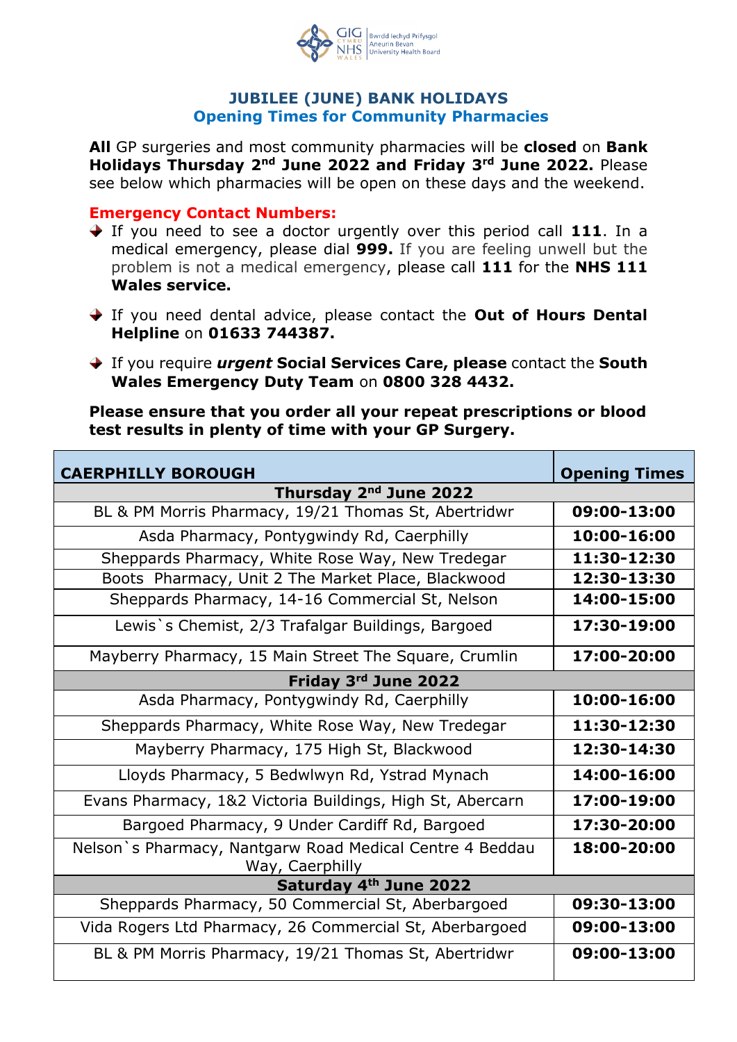# JUBILEE (JUNE) BANK HOLIDAYS
## Opening Times for Community Pharmacies

**All** GP surgeries and most community pharmacies will be **closed** on **Bank Holidays Thursday 2nd June 2022 and Friday 3rd June 2022.** Please see below which pharmacies will be open on these days and the weekend.

**Emergency Contact Numbers:**

- If you need to see a doctor urgently over this period call **111**. In a medical emergency, please dial **999.** If you are feeling unwell but the problem is not a medical emergency, please call **111** for the **NHS 111 Wales service.**
- If you need dental advice, please contact the **Out of Hours Dental Helpline** on **01633 744387.**
- If you require ***urgent*** **Social Services Care, please** contact the **South Wales Emergency Duty Team** on **0800 328 4432.**

**Please ensure that you order all your repeat prescriptions or blood test results in plenty of time with your GP Surgery.**

| CAERPHILLY BOROUGH | Opening Times |
|---|---|
| **Thursday 2nd June 2022** | |
| BL & PM Morris Pharmacy, 19/21 Thomas St, Abertridwr | **09:00-13:00** |
| Asda Pharmacy, Pontygwindy Rd, Caerphilly | **10:00-16:00** |
| Sheppards Pharmacy, White Rose Way, New Tredegar | **11:30-12:30** |
| Boots Pharmacy, Unit 2 The Market Place, Blackwood | **12:30-13:30** |
| Sheppards Pharmacy, 14-16 Commercial St, Nelson | **14:00-15:00** |
| Lewis`s Chemist, 2/3 Trafalgar Buildings, Bargoed | **17:30-19:00** |
| Mayberry Pharmacy, 15 Main Street The Square, Crumlin | **17:00-20:00** |
| **Friday 3rd June 2022** | |
| Asda Pharmacy, Pontygwindy Rd, Caerphilly | **10:00-16:00** |
| Sheppards Pharmacy, White Rose Way, New Tredegar | **11:30-12:30** |
| Mayberry Pharmacy, 175 High St, Blackwood | **12:30-14:30** |
| Lloyds Pharmacy, 5 Bedwlwyn Rd, Ystrad Mynach | **14:00-16:00** |
| Evans Pharmacy, 1&2 Victoria Buildings, High St, Abercarn | **17:00-19:00** |
| Bargoed Pharmacy, 9 Under Cardiff Rd, Bargoed | **17:30-20:00** |
| Nelson`s Pharmacy, Nantgarw Road Medical Centre 4 Beddau Way, Caerphilly | **18:00-20:00** |
| **Saturday 4th June 2022** | |
| Sheppards Pharmacy, 50 Commercial St, Aberbargoed | **09:30-13:00** |
| Vida Rogers Ltd Pharmacy, 26 Commercial St, Aberbargoed | **09:00-13:00** |
| BL & PM Morris Pharmacy, 19/21 Thomas St, Abertridwr | **09:00-13:00** |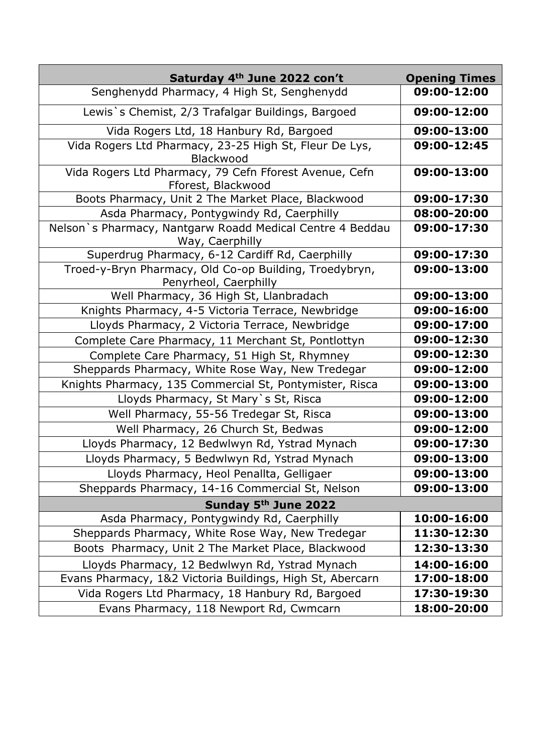| Saturday 4th June 2022 con't | Opening Times |
|---|---|
| Senghenydd Pharmacy, 4 High St, Senghenydd | **09:00-12:00** |
| Lewis`s Chemist, 2/3 Trafalgar Buildings, Bargoed | **09:00-12:00** |
| Vida Rogers Ltd, 18 Hanbury Rd, Bargoed | **09:00-13:00** |
| Vida Rogers Ltd Pharmacy, 23-25 High St, Fleur De Lys, Blackwood | **09:00-12:45** |
| Vida Rogers Ltd Pharmacy, 79 Cefn Fforest Avenue, Cefn Fforest, Blackwood | **09:00-13:00** |
| Boots Pharmacy, Unit 2 The Market Place, Blackwood | **09:00-17:30** |
| Asda Pharmacy, Pontygwindy Rd, Caerphilly | **08:00-20:00** |
| Nelson`s Pharmacy, Nantgarw Roadd Medical Centre 4 Beddau Way, Caerphilly | **09:00-17:30** |
| Superdrug Pharmacy, 6-12 Cardiff Rd, Caerphilly | **09:00-17:30** |
| Troed-y-Bryn Pharmacy, Old Co-op Building, Troedybryn, Penyrheol, Caerphilly | **09:00-13:00** |
| Well Pharmacy, 36 High St, Llanbradach | **09:00-13:00** |
| Knights Pharmacy, 4-5 Victoria Terrace, Newbridge | **09:00-16:00** |
| Lloyds Pharmacy, 2 Victoria Terrace, Newbridge | **09:00-17:00** |
| Complete Care Pharmacy, 11 Merchant St, Pontlottyn | **09:00-12:30** |
| Complete Care Pharmacy, 51 High St, Rhymney | **09:00-12:30** |
| Sheppards Pharmacy, White Rose Way, New Tredegar | **09:00-12:00** |
| Knights Pharmacy, 135 Commercial St, Pontymister, Risca | **09:00-13:00** |
| Lloyds Pharmacy, St Mary`s St, Risca | **09:00-12:00** |
| Well Pharmacy, 55-56 Tredegar St, Risca | **09:00-13:00** |
| Well Pharmacy, 26 Church St, Bedwas | **09:00-12:00** |
| Lloyds Pharmacy, 12 Bedwlwyn Rd, Ystrad Mynach | **09:00-17:30** |
| Lloyds Pharmacy, 5 Bedwlwyn Rd, Ystrad Mynach | **09:00-13:00** |
| Lloyds Pharmacy, Heol Penallta, Gelligaer | **09:00-13:00** |
| Sheppards Pharmacy, 14-16 Commercial St, Nelson | **09:00-13:00** |
| **Sunday 5th June 2022** | |
| Asda Pharmacy, Pontygwindy Rd, Caerphilly | **10:00-16:00** |
| Sheppards Pharmacy, White Rose Way, New Tredegar | **11:30-12:30** |
| Boots Pharmacy, Unit 2 The Market Place, Blackwood | **12:30-13:30** |
| Lloyds Pharmacy, 12 Bedwlwyn Rd, Ystrad Mynach | **14:00-16:00** |
| Evans Pharmacy, 1&2 Victoria Buildings, High St, Abercarn | **17:00-18:00** |
| Vida Rogers Ltd Pharmacy, 18 Hanbury Rd, Bargoed | **17:30-19:30** |
| Evans Pharmacy, 118 Newport Rd, Cwmcarn | **18:00-20:00** |